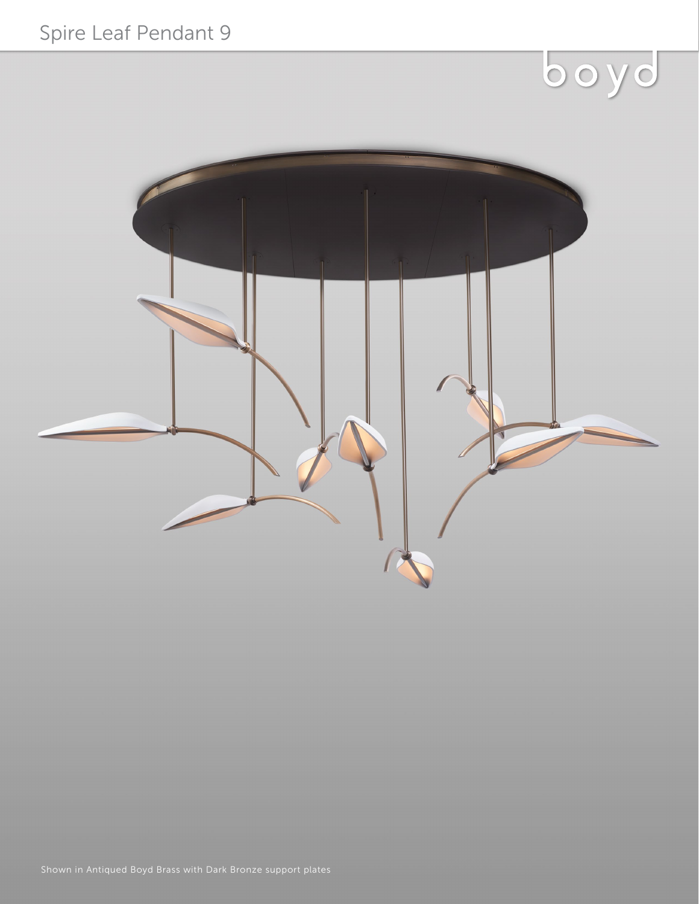# Spire Leaf Pendant 9

boyd

Shown in Antiqued Boyd Brass with Dark Bronze support plates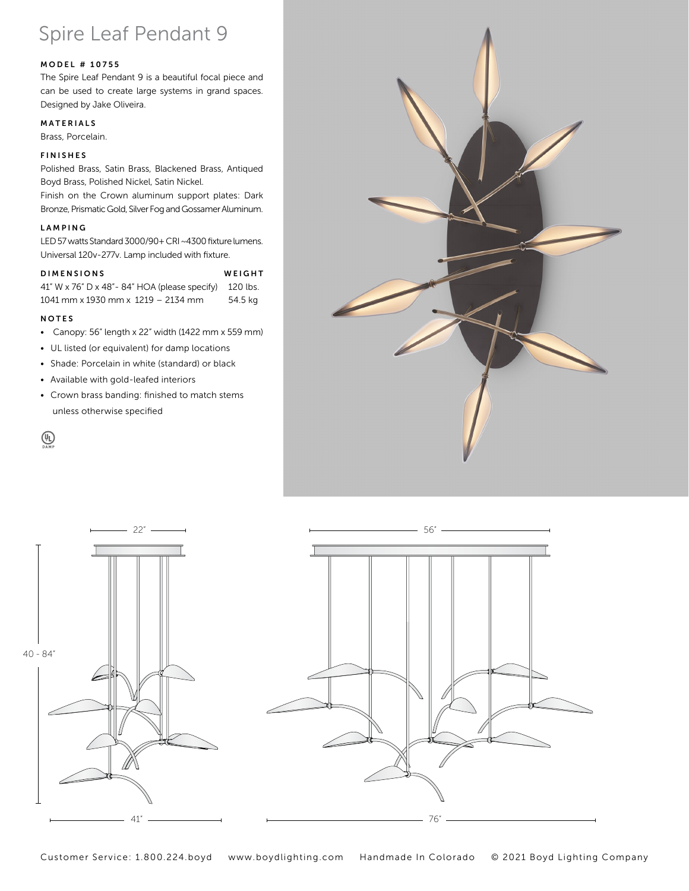# Spire Leaf Pendant 9

**MODEL # 10755**

The Spire Leaf Pendant 9 is a beautiful focal piece and can be used to create large systems in grand spaces. Designed by Jake Oliveira.

**MATERIALS**

Brass, Porcelain.

**FINISHES**

Polished Brass, Satin Brass, Blackened Brass, Antiqued Boyd Brass, Polished Nickel, Satin Nickel.

Finish on the Crown aluminum support plates: Dark Bronze, Prismatic Gold, Silver Fog and Gossamer Aluminum.

**LAMPING**

LED 57 watts Standard 3000/90+ CRI ~4300 fixture lumens. Universal 120v-277v. Lamp included with fixture.

| DIMENSIONS | WEIGHT |
|---|---|
| 41" W x 76" D x 48"- 84" HOA (please specify) | 120 lbs. |
| 1041 mm x 1930 mm x 1219 – 2134 mm | 54.5 kg |

**NOTES**

- Canopy: 56" length x 22" width (1422 mm x 559 mm)
- UL listed (or equivalent) for damp locations
- Shade: Porcelain in white (standard) or black
- Available with gold-leafed interiors
- Crown brass banding: finished to match stems unless otherwise specified

22"

40 - 84"

41"

56"

76"

Customer Service: 1.800.224.boyd www.boydlighting.com Handmade In Colorado © 2021 Boyd Lighting Company